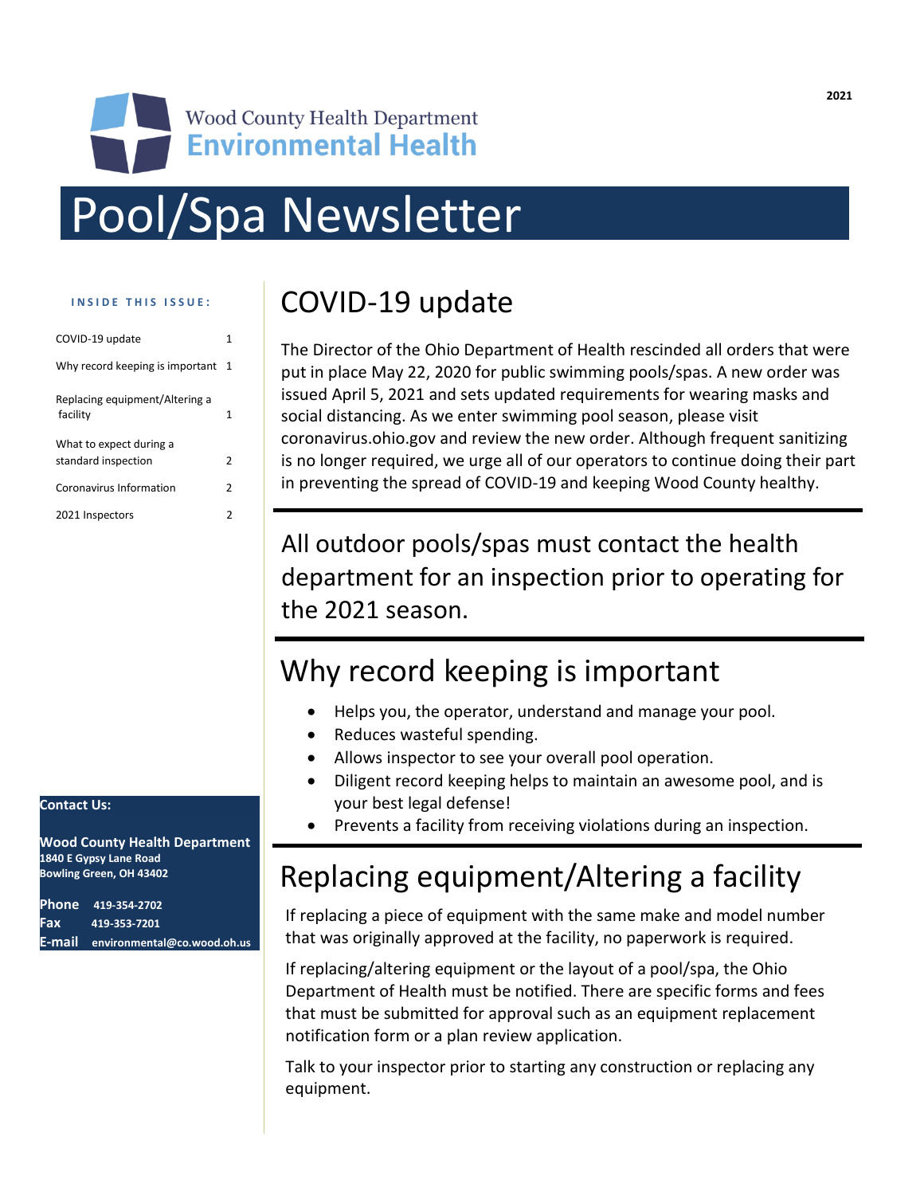Wood County Health Department
**Environmental Health**

2021

# Pool/Spa Newsletter

**INSIDE THIS ISSUE:**

| | |
|---|---|
| COVID-19 update | 1 |
| Why record keeping is important | 1 |
| Replacing equipment/Altering a facility | 1 |
| What to expect during a standard inspection | 2 |
| Coronavirus Information | 2 |
| 2021 Inspectors | 2 |

## COVID-19 update

The Director of the Ohio Department of Health rescinded all orders that were put in place May 22, 2020 for public swimming pools/spas. A new order was issued April 5, 2021 and sets updated requirements for wearing masks and social distancing. As we enter swimming pool season, please visit coronavirus.ohio.gov and review the new order. Although frequent sanitizing is no longer required, we urge all of our operators to continue doing their part in preventing the spread of COVID-19 and keeping Wood County healthy.

All outdoor pools/spas must contact the health department for an inspection prior to operating for the 2021 season.

## Why record keeping is important

- Helps you, the operator, understand and manage your pool.
- Reduces wasteful spending.
- Allows inspector to see your overall pool operation.
- Diligent record keeping helps to maintain an awesome pool, and is your best legal defense!
- Prevents a facility from receiving violations during an inspection.

## Replacing equipment/Altering a facility

If replacing a piece of equipment with the same make and model number that was originally approved at the facility, no paperwork is required.

If replacing/altering equipment or the layout of a pool/spa, the Ohio Department of Health must be notified. There are specific forms and fees that must be submitted for approval such as an equipment replacement notification form or a plan review application.

Talk to your inspector prior to starting any construction or replacing any equipment.

**Contact Us:**

**Wood County Health Department**
**1840 E Gypsy Lane Road**
**Bowling Green, OH 43402**

**Phone** 419-354-2702
**Fax** 419-353-7201
**E-mail** environmental@co.wood.oh.us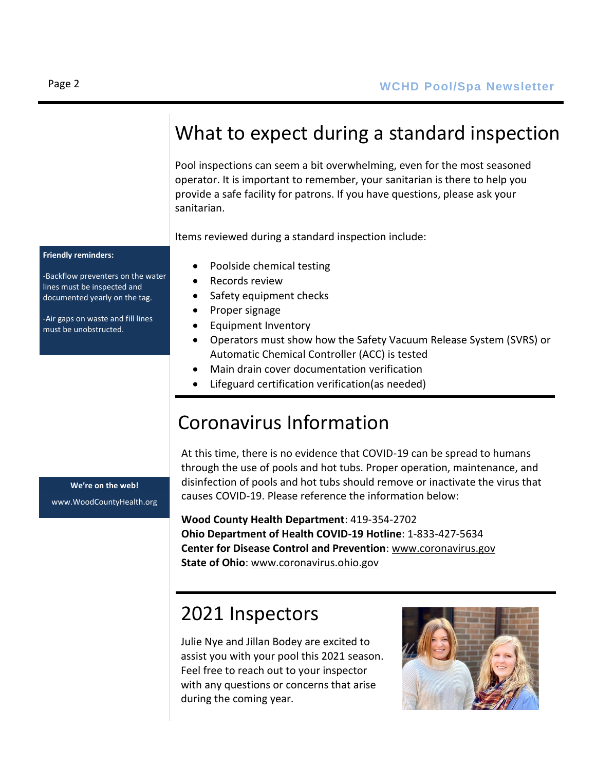## What to expect during a standard inspection

Pool inspections can seem a bit overwhelming, even for the most seasoned operator. It is important to remember, your sanitarian is there to help you provide a safe facility for patrons. If you have questions, please ask your sanitarian.

Items reviewed during a standard inspection include:

- Poolside chemical testing
- Records review
- Safety equipment checks
- Proper signage
- Equipment Inventory
- Operators must show how the Safety Vacuum Release System (SVRS) or Automatic Chemical Controller (ACC) is tested
- Main drain cover documentation verification
- Lifeguard certification verification(as needed)

**Friendly reminders:**

-Backflow preventers on the water lines must be inspected and documented yearly on the tag.

-Air gaps on waste and fill lines must be unobstructed.

## Coronavirus Information

At this time, there is no evidence that COVID-19 can be spread to humans through the use of pools and hot tubs. Proper operation, maintenance, and disinfection of pools and hot tubs should remove or inactivate the virus that causes COVID-19. Please reference the information below:

**Wood County Health Department**: 419-354-2702
**Ohio Department of Health COVID-19 Hotline**: 1-833-427-5634
**Center for Disease Control and Prevention**: www.coronavirus.gov
**State of Ohio**: www.coronavirus.ohio.gov

**We're on the web!**

www.WoodCountyHealth.org

## 2021 Inspectors

Julie Nye and Jillan Bodey are excited to assist you with your pool this 2021 season. Feel free to reach out to your inspector with any questions or concerns that arise during the coming year.